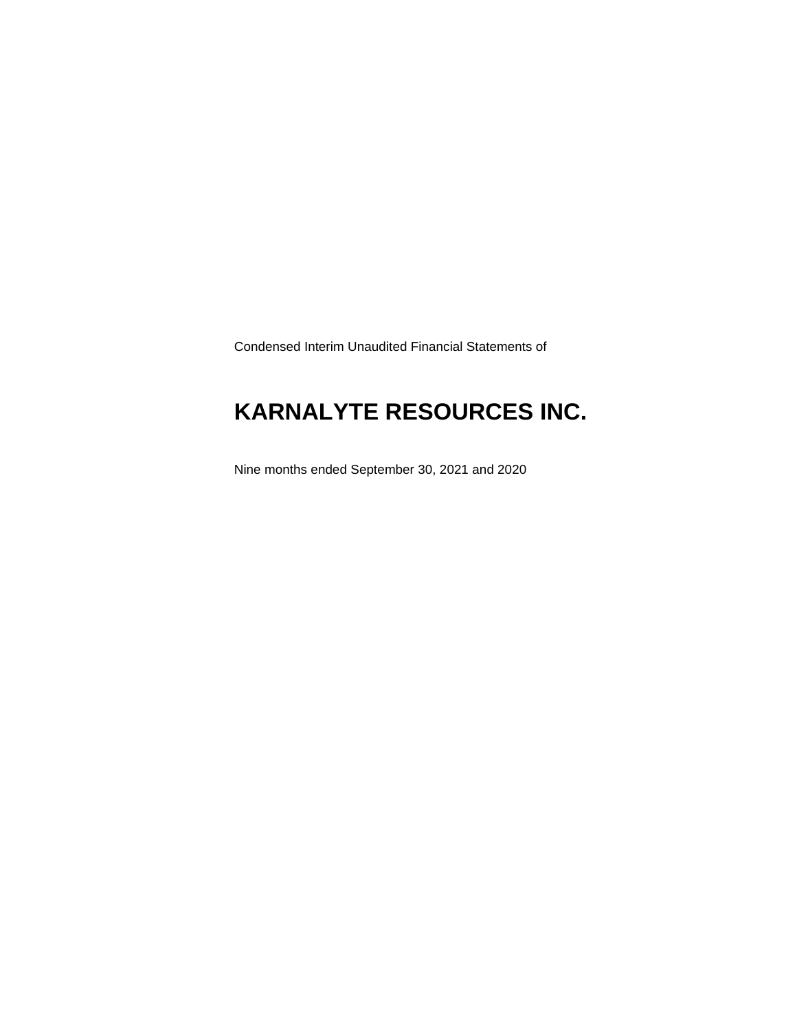Condensed Interim Unaudited Financial Statements of

# KARNALYTE RESOURCES INC.

Nine months ended September 30, 2021 and 2020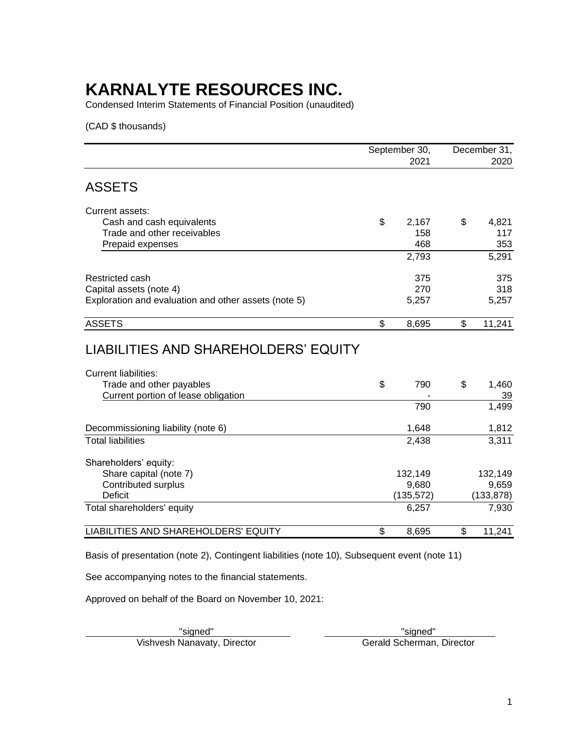# KARNALYTE RESOURCES INC.

Condensed Interim Statements of Financial Position (unaudited)

(CAD $ thousands)

| | September 30, 2021 | December 31, 2020 |
|---|---|---|
| **ASSETS** | | |
| Current assets: | | |
| Cash and cash equivalents | $ 2,167 | $ 4,821 |
| Trade and other receivables | 158 | 117 |
| Prepaid expenses | 468 | 353 |
| | 2,793 | 5,291 |
| Restricted cash | 375 | 375 |
| Capital assets (note 4) | 270 | 318 |
| Exploration and evaluation and other assets (note 5) | 5,257 | 5,257 |
| ASSETS | $ 8,695 | $ 11,241 |
| **LIABILITIES AND SHAREHOLDERS' EQUITY** | | |
| Current liabilities: | | |
| Trade and other payables | $ 790 | $ 1,460 |
| Current portion of lease obligation | - | 39 |
| | 790 | 1,499 |
| Decommissioning liability (note 6) | 1,648 | 1,812 |
| Total liabilities | 2,438 | 3,311 |
| Shareholders' equity: | | |
| Share capital (note 7) | 132,149 | 132,149 |
| Contributed surplus | 9,680 | 9,659 |
| Deficit | (135,572) | (133,878) |
| Total shareholders' equity | 6,257 | 7,930 |
| LIABILITIES AND SHAREHOLDERS' EQUITY | $ 8,695 | $ 11,241 |

Basis of presentation (note 2), Contingent liabilities (note 10), Subsequent event (note 11)

See accompanying notes to the financial statements.

Approved on behalf of the Board on November 10, 2021:

"signed"
Vishvesh Nanavaty, Director

"signed"
Gerald Scherman, Director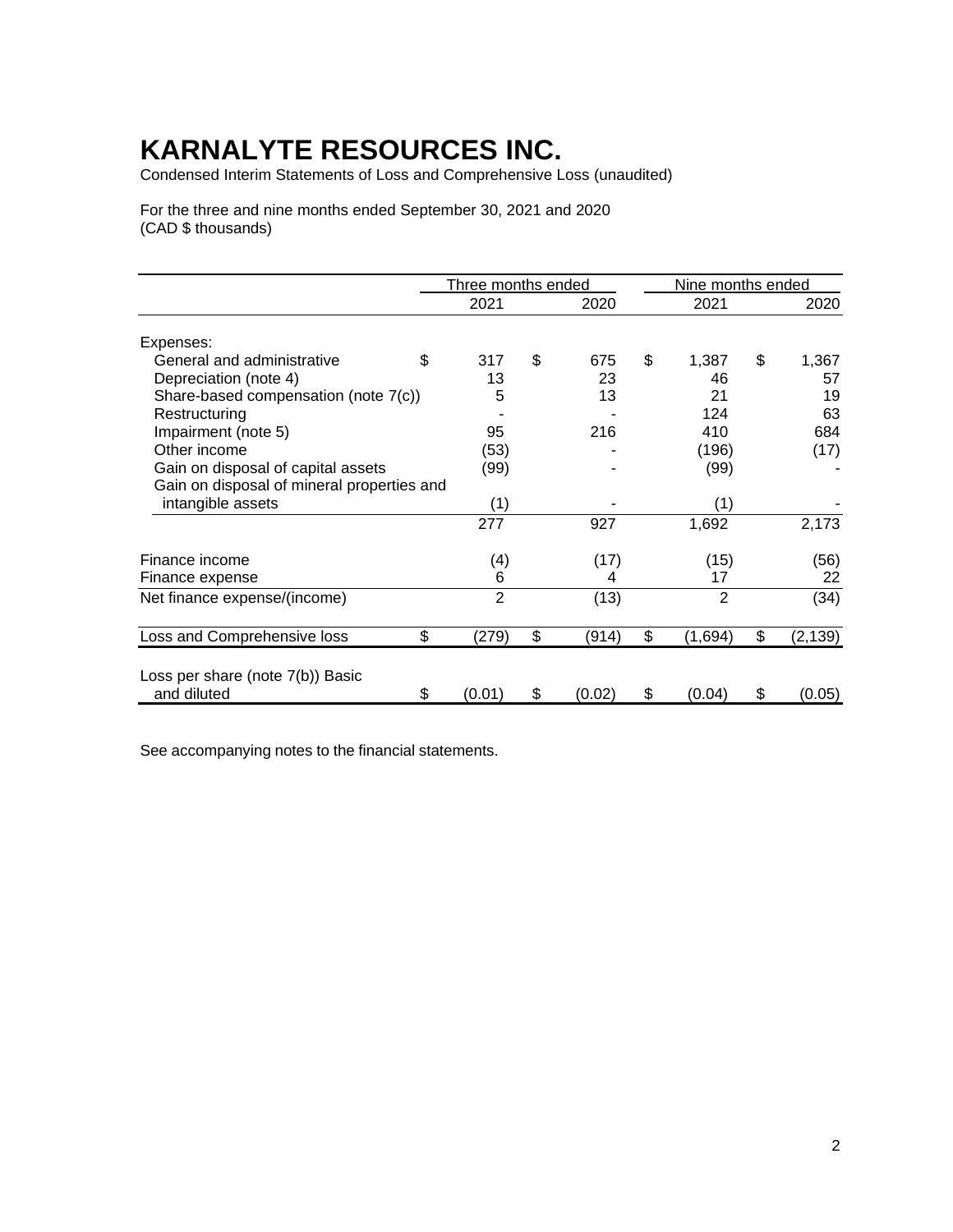# KARNALYTE RESOURCES INC.

Condensed Interim Statements of Loss and Comprehensive Loss (unaudited)

For the three and nine months ended September 30, 2021 and 2020
(CAD $ thousands)

| | Three months ended | | Nine months ended | |
|---|---|---|---|---|
| | 2021 | 2020 | 2021 | 2020 |
| Expenses: | | | | |
| General and administrative | $ 317 | $ 675 | $ 1,387 | $ 1,367 |
| Depreciation (note 4) | 13 | 23 | 46 | 57 |
| Share-based compensation (note 7(c)) | 5 | 13 | 21 | 19 |
| Restructuring | - | - | 124 | 63 |
| Impairment (note 5) | 95 | 216 | 410 | 684 |
| Other income | (53) | - | (196) | (17) |
| Gain on disposal of capital assets | (99) | - | (99) | - |
| Gain on disposal of mineral properties and intangible assets | (1) | - | (1) | - |
| | 277 | 927 | 1,692 | 2,173 |
| Finance income | (4) | (17) | (15) | (56) |
| Finance expense | 6 | 4 | 17 | 22 |
| Net finance expense/(income) | 2 | (13) | 2 | (34) |
| Loss and Comprehensive loss | $ (279) | $ (914) | $ (1,694) | $ (2,139) |
| Loss per share (note 7(b)) Basic and diluted | $ (0.01) | $ (0.02) | $ (0.04) | $ (0.05) |

See accompanying notes to the financial statements.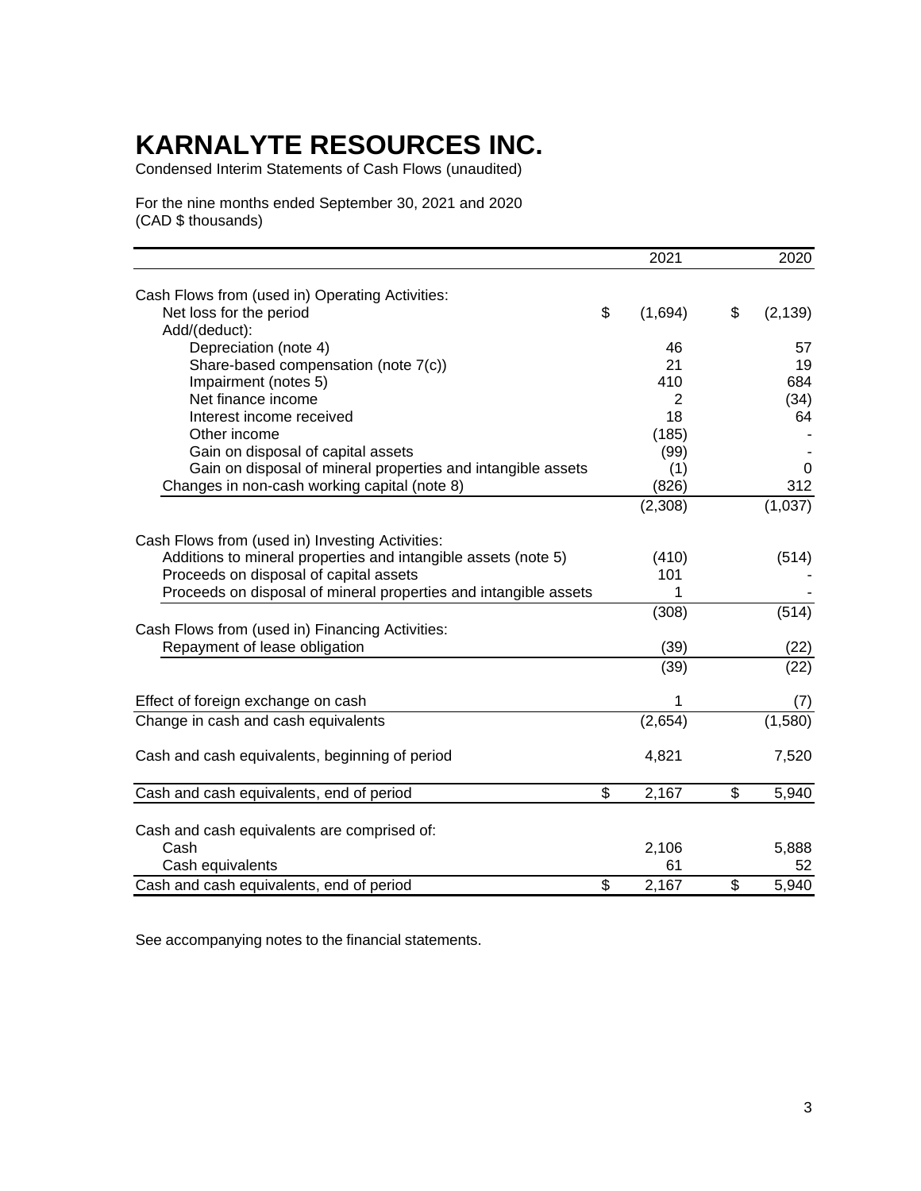# KARNALYTE RESOURCES INC.

Condensed Interim Statements of Cash Flows (unaudited)

For the nine months ended September 30, 2021 and 2020
(CAD $ thousands)

| | 2021 | 2020 |
|---|---|---|
| Cash Flows from (used in) Operating Activities: | | |
| Net loss for the period | $ (1,694) | $ (2,139) |
| Add/(deduct): | | |
| Depreciation (note 4) | 46 | 57 |
| Share-based compensation (note 7(c)) | 21 | 19 |
| Impairment (notes 5) | 410 | 684 |
| Net finance income | 2 | (34) |
| Interest income received | 18 | 64 |
| Other income | (185) | - |
| Gain on disposal of capital assets | (99) | - |
| Gain on disposal of mineral properties and intangible assets | (1) | 0 |
| Changes in non-cash working capital (note 8) | (826) | 312 |
| | (2,308) | (1,037) |
| Cash Flows from (used in) Investing Activities: | | |
| Additions to mineral properties and intangible assets (note 5) | (410) | (514) |
| Proceeds on disposal of capital assets | 101 | - |
| Proceeds on disposal of mineral properties and intangible assets | 1 | - |
| | (308) | (514) |
| Cash Flows from (used in) Financing Activities: | | |
| Repayment of lease obligation | (39) | (22) |
| | (39) | (22) |
| Effect of foreign exchange on cash | 1 | (7) |
| Change in cash and cash equivalents | (2,654) | (1,580) |
| Cash and cash equivalents, beginning of period | 4,821 | 7,520 |
| Cash and cash equivalents, end of period | $ 2,167 | $ 5,940 |
| Cash and cash equivalents are comprised of: | | |
| Cash | 2,106 | 5,888 |
| Cash equivalents | 61 | 52 |
| Cash and cash equivalents, end of period | $ 2,167 | $ 5,940 |

See accompanying notes to the financial statements.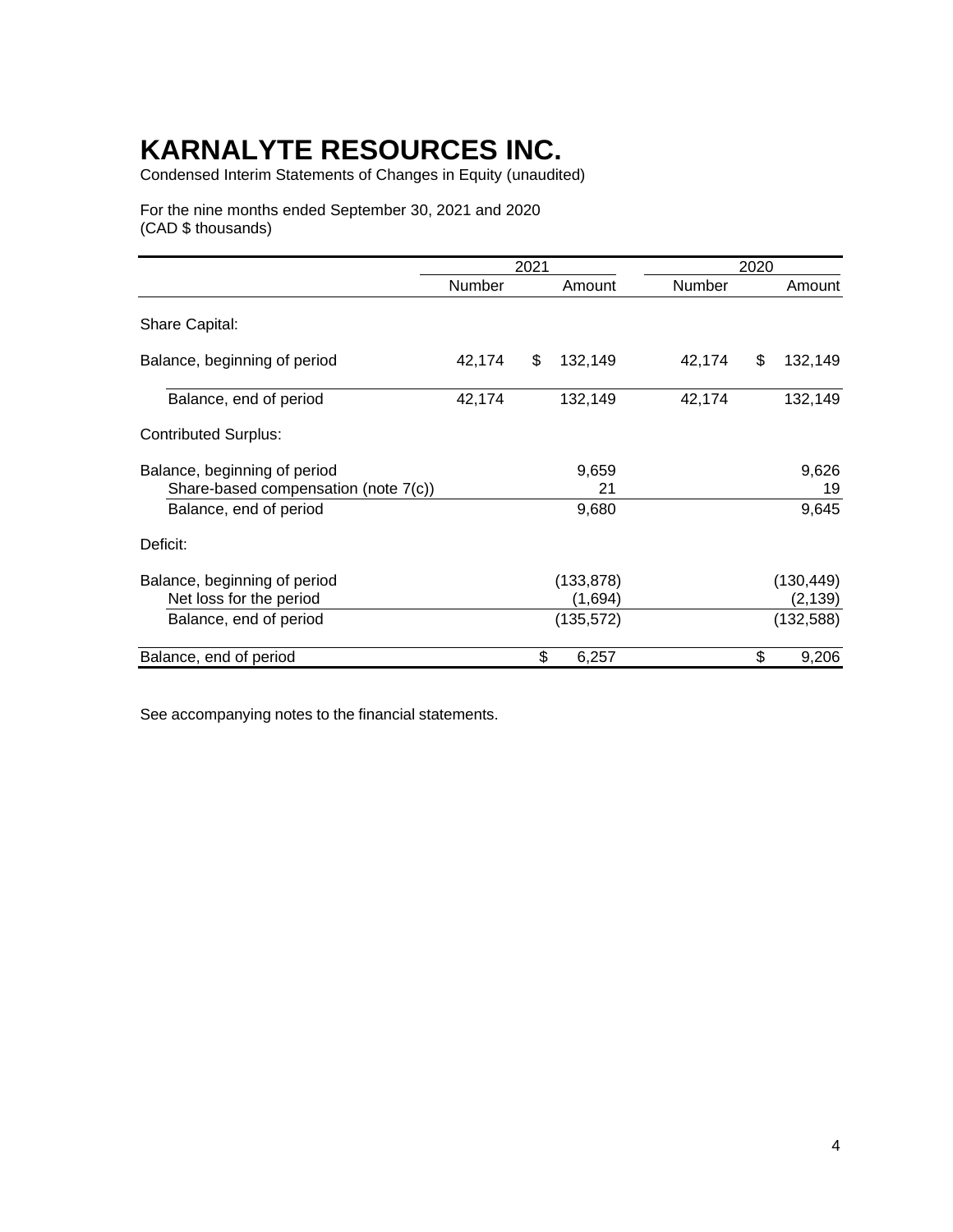# KARNALYTE RESOURCES INC.

Condensed Interim Statements of Changes in Equity (unaudited)

For the nine months ended September 30, 2021 and 2020
(CAD $ thousands)

| | 2021 | | 2020 | |
|---|---|---|---|---|
| | Number | Amount | Number | Amount |
| Share Capital: | | | | |
| Balance, beginning of period | 42,174 | $ 132,149 | 42,174 | $ 132,149 |
| Balance, end of period | 42,174 | 132,149 | 42,174 | 132,149 |
| Contributed Surplus: | | | | |
| Balance, beginning of period | | 9,659 | | 9,626 |
| Share-based compensation (note 7(c)) | | 21 | | 19 |
| Balance, end of period | | 9,680 | | 9,645 |
| Deficit: | | | | |
| Balance, beginning of period | | (133,878) | | (130,449) |
| Net loss for the period | | (1,694) | | (2,139) |
| Balance, end of period | | (135,572) | | (132,588) |
| Balance, end of period | | $ 6,257 | | $ 9,206 |

See accompanying notes to the financial statements.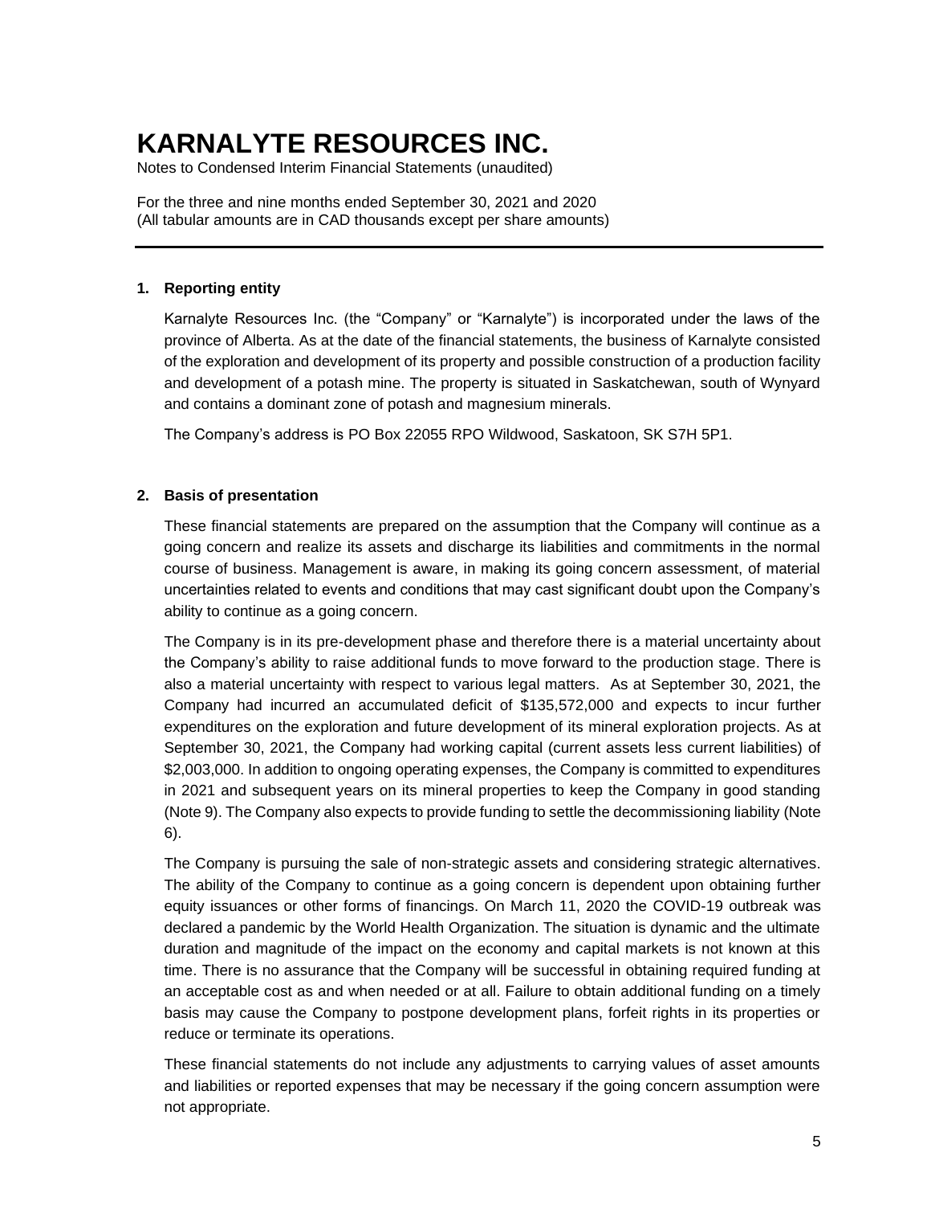# KARNALYTE RESOURCES INC.

Notes to Condensed Interim Financial Statements (unaudited)

For the three and nine months ended September 30, 2021 and 2020
(All tabular amounts are in CAD thousands except per share amounts)

## 1. Reporting entity

Karnalyte Resources Inc. (the "Company" or "Karnalyte") is incorporated under the laws of the province of Alberta. As at the date of the financial statements, the business of Karnalyte consisted of the exploration and development of its property and possible construction of a production facility and development of a potash mine. The property is situated in Saskatchewan, south of Wynyard and contains a dominant zone of potash and magnesium minerals.

The Company's address is PO Box 22055 RPO Wildwood, Saskatoon, SK S7H 5P1.

## 2. Basis of presentation

These financial statements are prepared on the assumption that the Company will continue as a going concern and realize its assets and discharge its liabilities and commitments in the normal course of business. Management is aware, in making its going concern assessment, of material uncertainties related to events and conditions that may cast significant doubt upon the Company's ability to continue as a going concern.

The Company is in its pre-development phase and therefore there is a material uncertainty about the Company's ability to raise additional funds to move forward to the production stage. There is also a material uncertainty with respect to various legal matters. As at September 30, 2021, the Company had incurred an accumulated deficit of $135,572,000 and expects to incur further expenditures on the exploration and future development of its mineral exploration projects. As at September 30, 2021, the Company had working capital (current assets less current liabilities) of $2,003,000. In addition to ongoing operating expenses, the Company is committed to expenditures in 2021 and subsequent years on its mineral properties to keep the Company in good standing (Note 9). The Company also expects to provide funding to settle the decommissioning liability (Note 6).

The Company is pursuing the sale of non-strategic assets and considering strategic alternatives. The ability of the Company to continue as a going concern is dependent upon obtaining further equity issuances or other forms of financings. On March 11, 2020 the COVID-19 outbreak was declared a pandemic by the World Health Organization. The situation is dynamic and the ultimate duration and magnitude of the impact on the economy and capital markets is not known at this time. There is no assurance that the Company will be successful in obtaining required funding at an acceptable cost as and when needed or at all. Failure to obtain additional funding on a timely basis may cause the Company to postpone development plans, forfeit rights in its properties or reduce or terminate its operations.

These financial statements do not include any adjustments to carrying values of asset amounts and liabilities or reported expenses that may be necessary if the going concern assumption were not appropriate.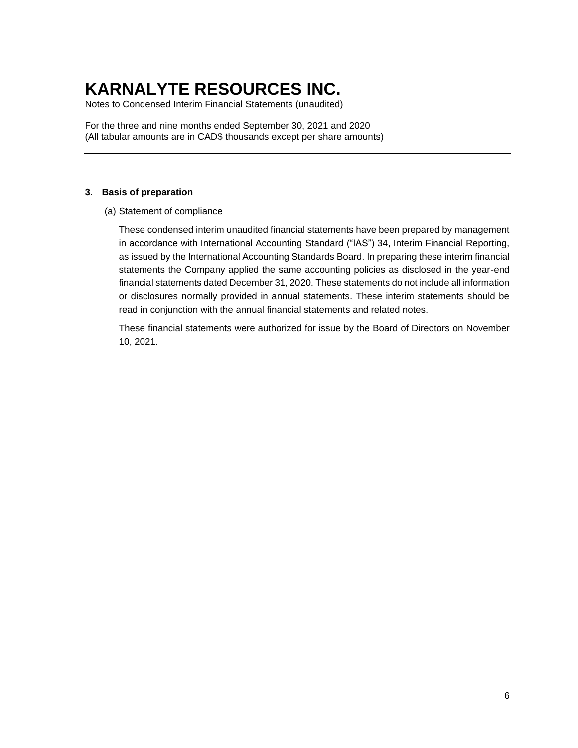### 3. Basis of preparation

(a) Statement of compliance

These condensed interim unaudited financial statements have been prepared by management in accordance with International Accounting Standard ("IAS") 34, Interim Financial Reporting, as issued by the International Accounting Standards Board. In preparing these interim financial statements the Company applied the same accounting policies as disclosed in the year-end financial statements dated December 31, 2020. These statements do not include all information or disclosures normally provided in annual statements. These interim statements should be read in conjunction with the annual financial statements and related notes.

These financial statements were authorized for issue by the Board of Directors on November 10, 2021.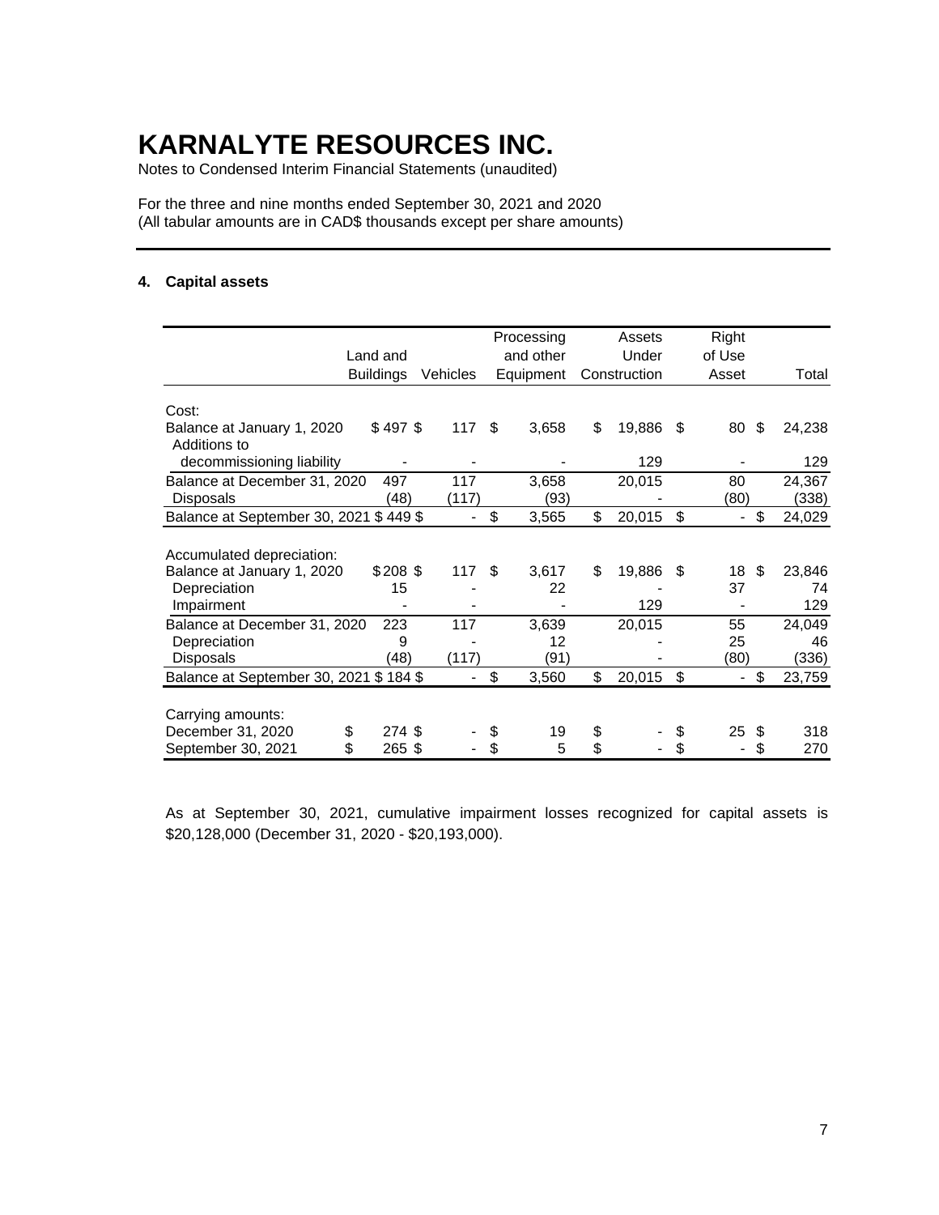# KARNALYTE RESOURCES INC.

Notes to Condensed Interim Financial Statements (unaudited)

For the three and nine months ended September 30, 2021 and 2020
(All tabular amounts are in CAD$ thousands except per share amounts)

## 4. Capital assets

| | Land and Buildings | Vehicles | Processing and other Equipment | Assets Under Construction | Right of Use Asset | Total |
|---|---|---|---|---|---|---|
| **Cost:** | | | | | | |
| Balance at January 1, 2020 | $ 497 | $ 117 | $ 3,658 | $ 19,886 | $ 80 | $ 24,238 |
| Additions to decommissioning liability | - | - | - | 129 | - | 129 |
| Balance at December 31, 2020 | 497 | 117 | 3,658 | 20,015 | 80 | 24,367 |
| Disposals | (48) | (117) | (93) | - | (80) | (338) |
| Balance at September 30, 2021 | $ 449 | $ - | $ 3,565 | $ 20,015 | $ - | $ 24,029 |
| **Accumulated depreciation:** | | | | | | |
| Balance at January 1, 2020 | $ 208 | $ 117 | $ 3,617 | $ 19,886 | $ 18 | $ 23,846 |
| Depreciation | 15 | - | 22 | - | 37 | 74 |
| Impairment | - | - | - | 129 | - | 129 |
| Balance at December 31, 2020 | 223 | 117 | 3,639 | 20,015 | 55 | 24,049 |
| Depreciation | 9 | - | 12 | - | 25 | 46 |
| Disposals | (48) | (117) | (91) | - | (80) | (336) |
| Balance at September 30, 2021 | $ 184 | $ - | $ 3,560 | $ 20,015 | $ - | $ 23,759 |
| **Carrying amounts:** | | | | | | |
| December 31, 2020 | $ 274 | $ - | $ 19 | $ - | $ 25 | $ 318 |
| September 30, 2021 | $ 265 | $ - | $ 5 | $ - | $ - | $ 270 |

As at September 30, 2021, cumulative impairment losses recognized for capital assets is $20,128,000 (December 31, 2020 - $20,193,000).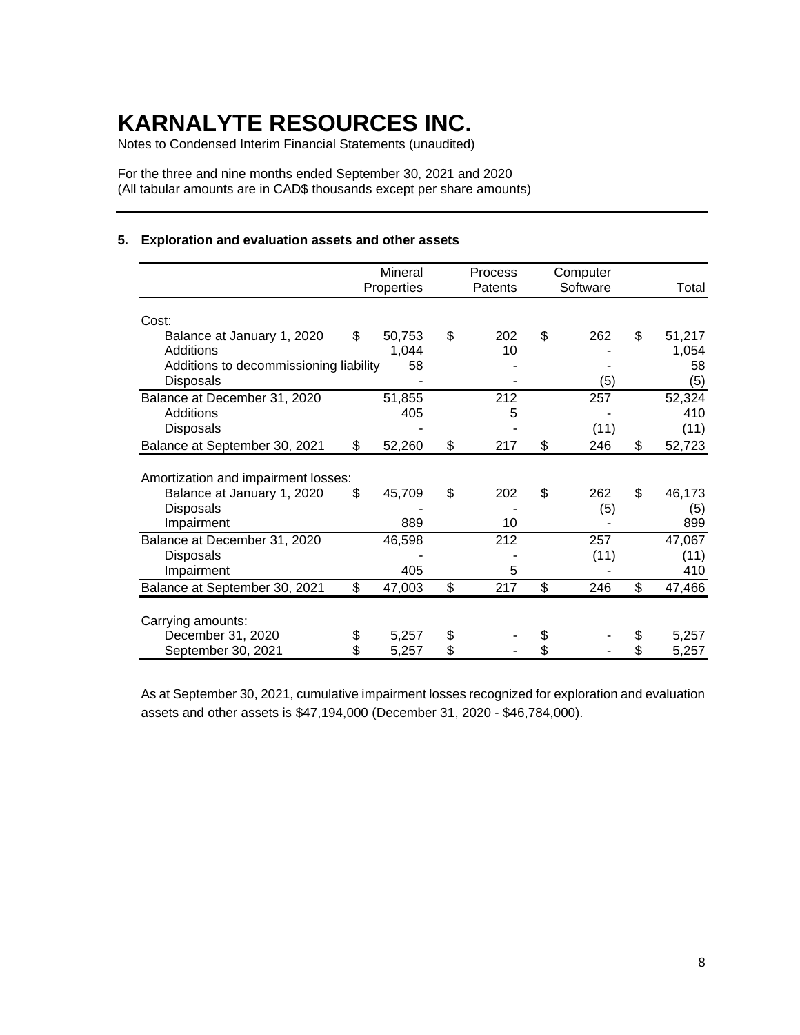# KARNALYTE RESOURCES INC.

Notes to Condensed Interim Financial Statements (unaudited)

For the three and nine months ended September 30, 2021 and 2020
(All tabular amounts are in CAD$ thousands except per share amounts)

### 5. Exploration and evaluation assets and other assets

| | Mineral Properties | Process Patents | Computer Software | Total |
|---|---|---|---|---|
| Cost: | | | | |
| Balance at January 1, 2020 | $ 50,753 | $ 202 | $ 262 | $ 51,217 |
| Additions | 1,044 | 10 | - | 1,054 |
| Additions to decommissioning liability | 58 | - | - | 58 |
| Disposals | - | - | (5) | (5) |
| Balance at December 31, 2020 | 51,855 | 212 | 257 | 52,324 |
| Additions | 405 | 5 | - | 410 |
| Disposals | - | - | (11) | (11) |
| Balance at September 30, 2021 | $ 52,260 | $ 217 | $ 246 | $ 52,723 |
| Amortization and impairment losses: | | | | |
| Balance at January 1, 2020 | $ 45,709 | $ 202 | $ 262 | $ 46,173 |
| Disposals | - | - | (5) | (5) |
| Impairment | 889 | 10 | - | 899 |
| Balance at December 31, 2020 | 46,598 | 212 | 257 | 47,067 |
| Disposals | - | - | (11) | (11) |
| Impairment | 405 | 5 | - | 410 |
| Balance at September 30, 2021 | $ 47,003 | $ 217 | $ 246 | $ 47,466 |
| Carrying amounts: | | | | |
| December 31, 2020 | $ 5,257 | $ - | $ - | $ 5,257 |
| September 30, 2021 | $ 5,257 | $ - | $ - | $ 5,257 |

As at September 30, 2021, cumulative impairment losses recognized for exploration and evaluation assets and other assets is $47,194,000 (December 31, 2020 - $46,784,000).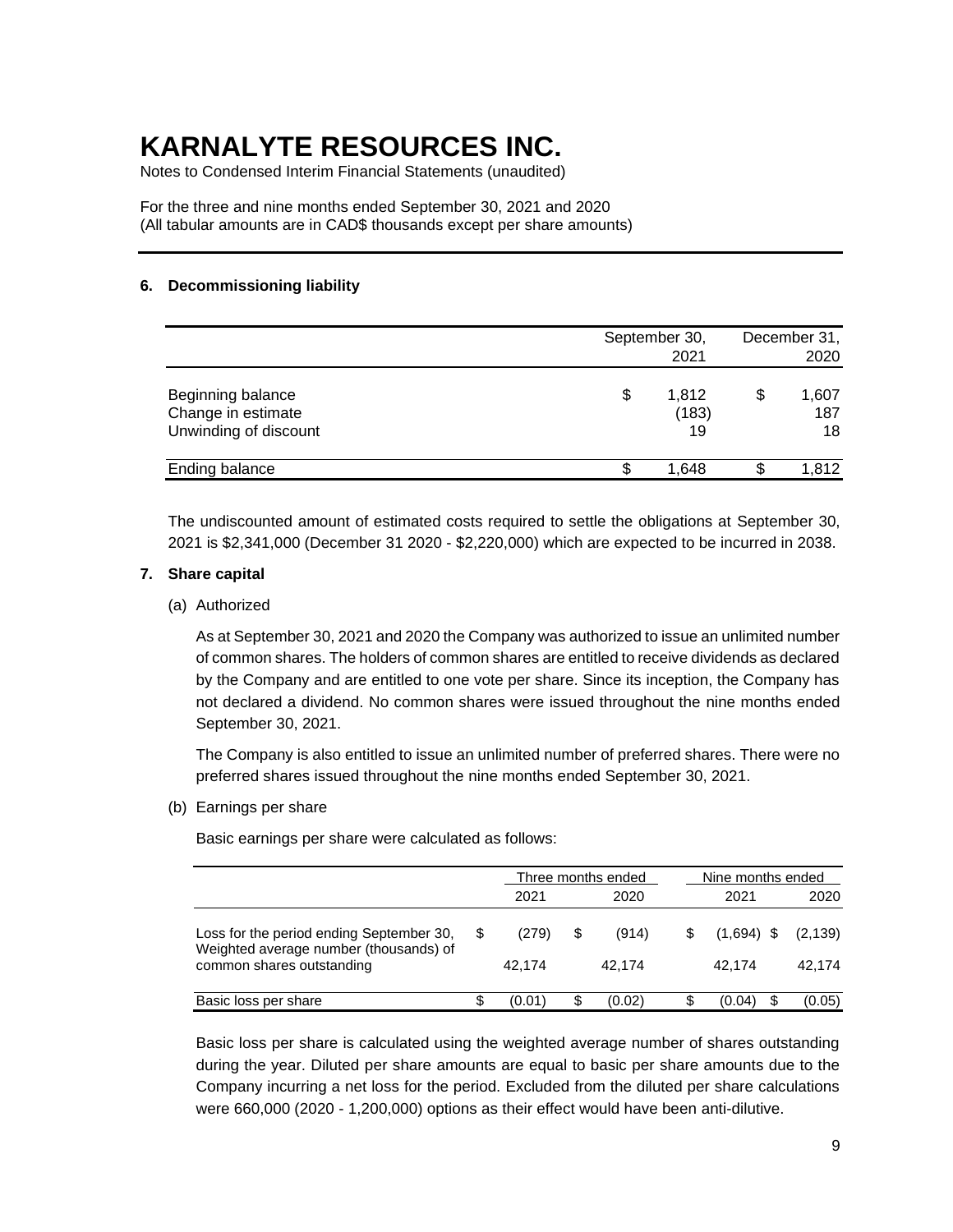# KARNALYTE RESOURCES INC.

Notes to Condensed Interim Financial Statements (unaudited)

For the three and nine months ended September 30, 2021 and 2020
(All tabular amounts are in CAD$ thousands except per share amounts)

## 6. Decommissioning liability

| | September 30, 2021 | December 31, 2020 |
|---|---|---|
| Beginning balance | $ 1,812 | $ 1,607 |
| Change in estimate | (183) | 187 |
| Unwinding of discount | 19 | 18 |
| Ending balance | $ 1,648 | $ 1,812 |

The undiscounted amount of estimated costs required to settle the obligations at September 30, 2021 is $2,341,000 (December 31 2020 - $2,220,000) which are expected to be incurred in 2038.

## 7. Share capital

(a) Authorized

As at September 30, 2021 and 2020 the Company was authorized to issue an unlimited number of common shares. The holders of common shares are entitled to receive dividends as declared by the Company and are entitled to one vote per share. Since its inception, the Company has not declared a dividend. No common shares were issued throughout the nine months ended September 30, 2021.

The Company is also entitled to issue an unlimited number of preferred shares. There were no preferred shares issued throughout the nine months ended September 30, 2021.

(b) Earnings per share

Basic earnings per share were calculated as follows:

| | Three months ended | | Nine months ended | |
|---|---|---|---|---|
| | 2021 | 2020 | 2021 | 2020 |
| Loss for the period ending September 30, | $ (279) | $ (914) | $ (1,694) | $ (2,139) |
| Weighted average number (thousands) of common shares outstanding | 42,174 | 42,174 | 42,174 | 42,174 |
| Basic loss per share | $ (0.01) | $ (0.02) | $ (0.04) | $ (0.05) |

Basic loss per share is calculated using the weighted average number of shares outstanding during the year. Diluted per share amounts are equal to basic per share amounts due to the Company incurring a net loss for the period. Excluded from the diluted per share calculations were 660,000 (2020 - 1,200,000) options as their effect would have been anti-dilutive.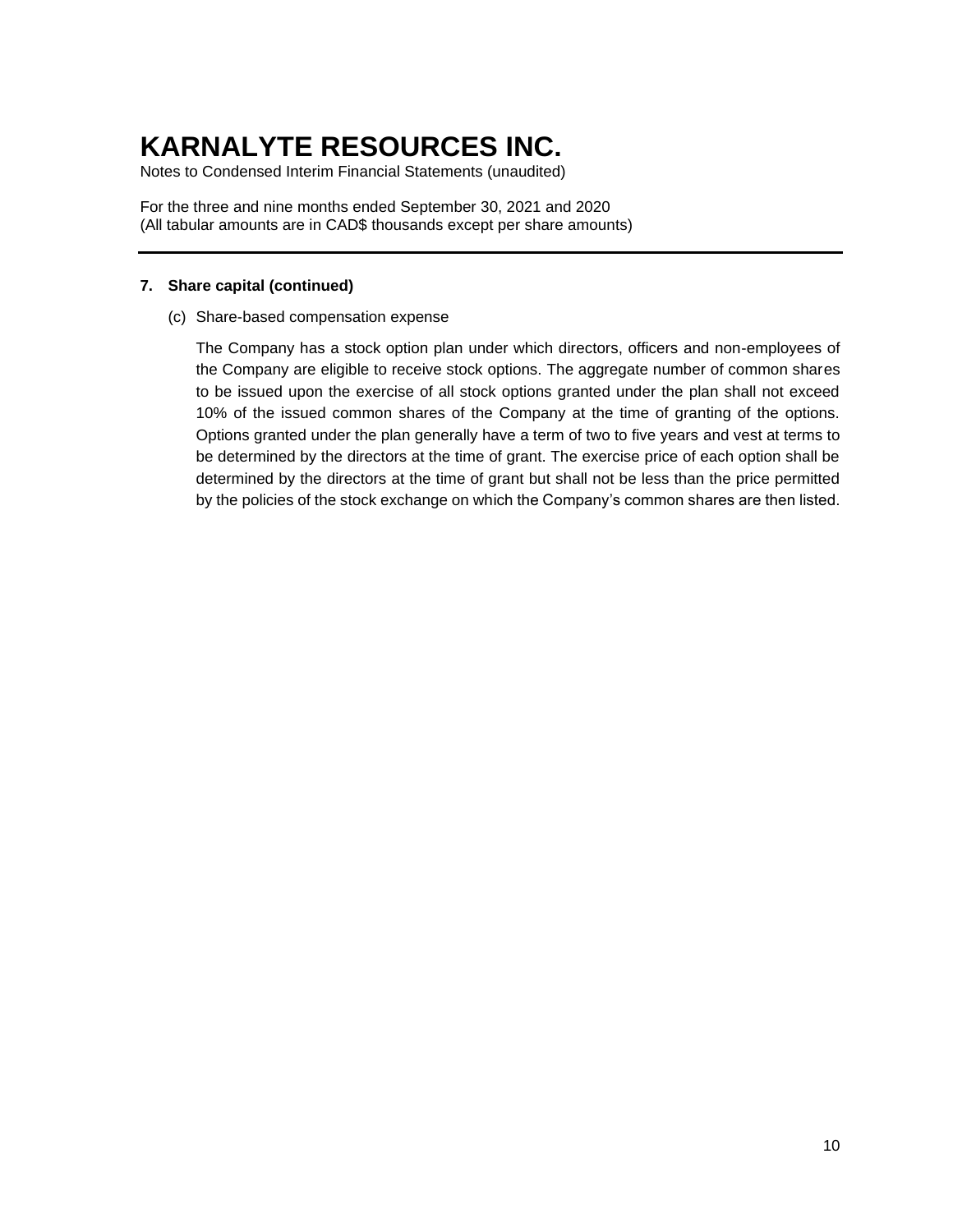# KARNALYTE RESOURCES INC.

Notes to Condensed Interim Financial Statements (unaudited)

For the three and nine months ended September 30, 2021 and 2020
(All tabular amounts are in CAD$ thousands except per share amounts)

---

**7. Share capital (continued)**

(c) Share-based compensation expense

The Company has a stock option plan under which directors, officers and non-employees of the Company are eligible to receive stock options. The aggregate number of common shares to be issued upon the exercise of all stock options granted under the plan shall not exceed 10% of the issued common shares of the Company at the time of granting of the options. Options granted under the plan generally have a term of two to five years and vest at terms to be determined by the directors at the time of grant. The exercise price of each option shall be determined by the directors at the time of grant but shall not be less than the price permitted by the policies of the stock exchange on which the Company's common shares are then listed.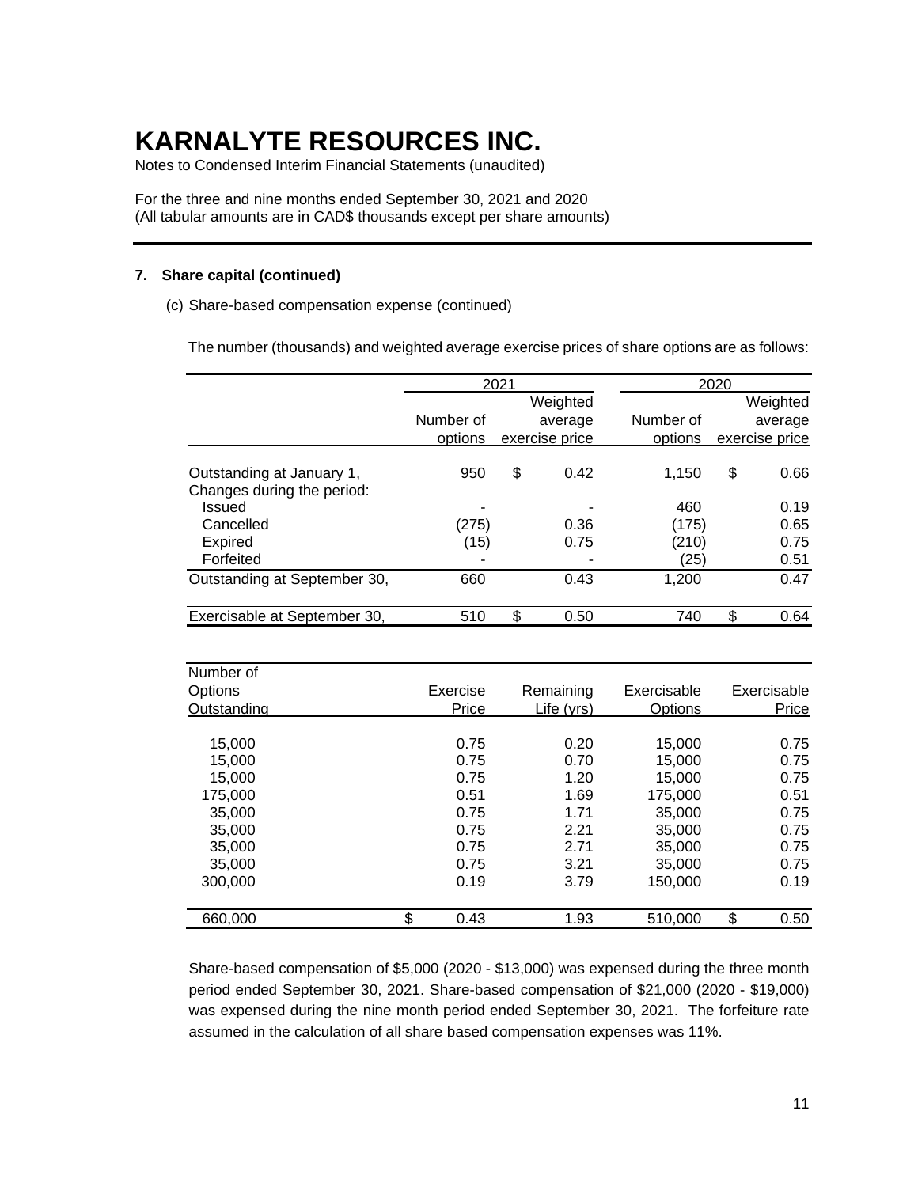# KARNALYTE RESOURCES INC.

Notes to Condensed Interim Financial Statements (unaudited)

For the three and nine months ended September 30, 2021 and 2020
(All tabular amounts are in CAD$ thousands except per share amounts)

## 7. Share capital (continued)

(c) Share-based compensation expense (continued)

The number (thousands) and weighted average exercise prices of share options are as follows:

| | 2021 | | 2020 | |
|---|---|---|---|---|
| | Number of options | Weighted average exercise price | Number of options | Weighted average exercise price |
| Outstanding at January 1, | 950 | $ 0.42 | 1,150 | $ 0.66 |
| Changes during the period: | | | | |
| Issued | - | - | 460 | 0.19 |
| Cancelled | (275) | 0.36 | (175) | 0.65 |
| Expired | (15) | 0.75 | (210) | 0.75 |
| Forfeited | - | - | (25) | 0.51 |
| Outstanding at September 30, | 660 | 0.43 | 1,200 | 0.47 |
| Exercisable at September 30, | 510 | $ 0.50 | 740 | $ 0.64 |

| Number of Options Outstanding | Exercise Price | Remaining Life (yrs) | Exercisable Options | Exercisable Price |
|---|---|---|---|---|
| 15,000 | 0.75 | 0.20 | 15,000 | 0.75 |
| 15,000 | 0.75 | 0.70 | 15,000 | 0.75 |
| 15,000 | 0.75 | 1.20 | 15,000 | 0.75 |
| 175,000 | 0.51 | 1.69 | 175,000 | 0.51 |
| 35,000 | 0.75 | 1.71 | 35,000 | 0.75 |
| 35,000 | 0.75 | 2.21 | 35,000 | 0.75 |
| 35,000 | 0.75 | 2.71 | 35,000 | 0.75 |
| 35,000 | 0.75 | 3.21 | 35,000 | 0.75 |
| 300,000 | 0.19 | 3.79 | 150,000 | 0.19 |
| 660,000 | $ 0.43 | 1.93 | 510,000 | $ 0.50 |

Share-based compensation of $5,000 (2020 - $13,000) was expensed during the three month period ended September 30, 2021. Share-based compensation of $21,000 (2020 - $19,000) was expensed during the nine month period ended September 30, 2021. The forfeiture rate assumed in the calculation of all share based compensation expenses was 11%.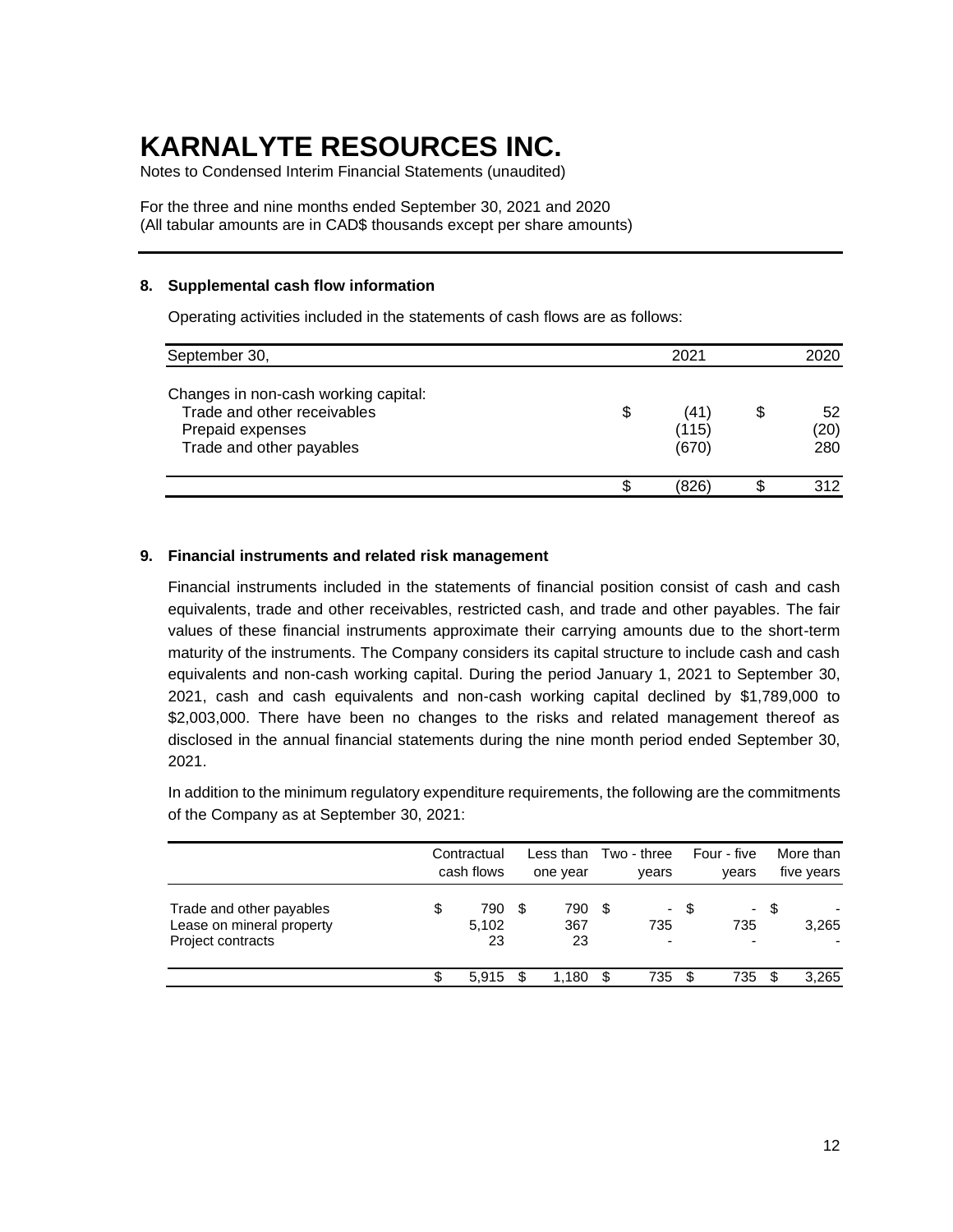# KARNALYTE RESOURCES INC.

Notes to Condensed Interim Financial Statements (unaudited)

For the three and nine months ended September 30, 2021 and 2020
(All tabular amounts are in CAD$ thousands except per share amounts)

## 8. Supplemental cash flow information

Operating activities included in the statements of cash flows are as follows:

| September 30, | 2021 | 2020 |
|---|---|---|
| Changes in non-cash working capital: | | |
| Trade and other receivables | $ (41) | $ 52 |
| Prepaid expenses | (115) | (20) |
| Trade and other payables | (670) | 280 |
| | $ (826) | $ 312 |

## 9. Financial instruments and related risk management

Financial instruments included in the statements of financial position consist of cash and cash equivalents, trade and other receivables, restricted cash, and trade and other payables. The fair values of these financial instruments approximate their carrying amounts due to the short-term maturity of the instruments. The Company considers its capital structure to include cash and cash equivalents and non-cash working capital. During the period January 1, 2021 to September 30, 2021, cash and cash equivalents and non-cash working capital declined by $1,789,000 to $2,003,000. There have been no changes to the risks and related management thereof as disclosed in the annual financial statements during the nine month period ended September 30, 2021.

In addition to the minimum regulatory expenditure requirements, the following are the commitments of the Company as at September 30, 2021:

| | Contractual cash flows | Less than one year | Two - three years | Four - five years | More than five years |
|---|---|---|---|---|---|
| Trade and other payables | $ 790 | $ 790 | $ - | $ - | $ - |
| Lease on mineral property | 5,102 | 367 | 735 | 735 | 3,265 |
| Project contracts | 23 | 23 | - | - | - |
| | $ 5,915 | $ 1,180 | $ 735 | $ 735 | $ 3,265 |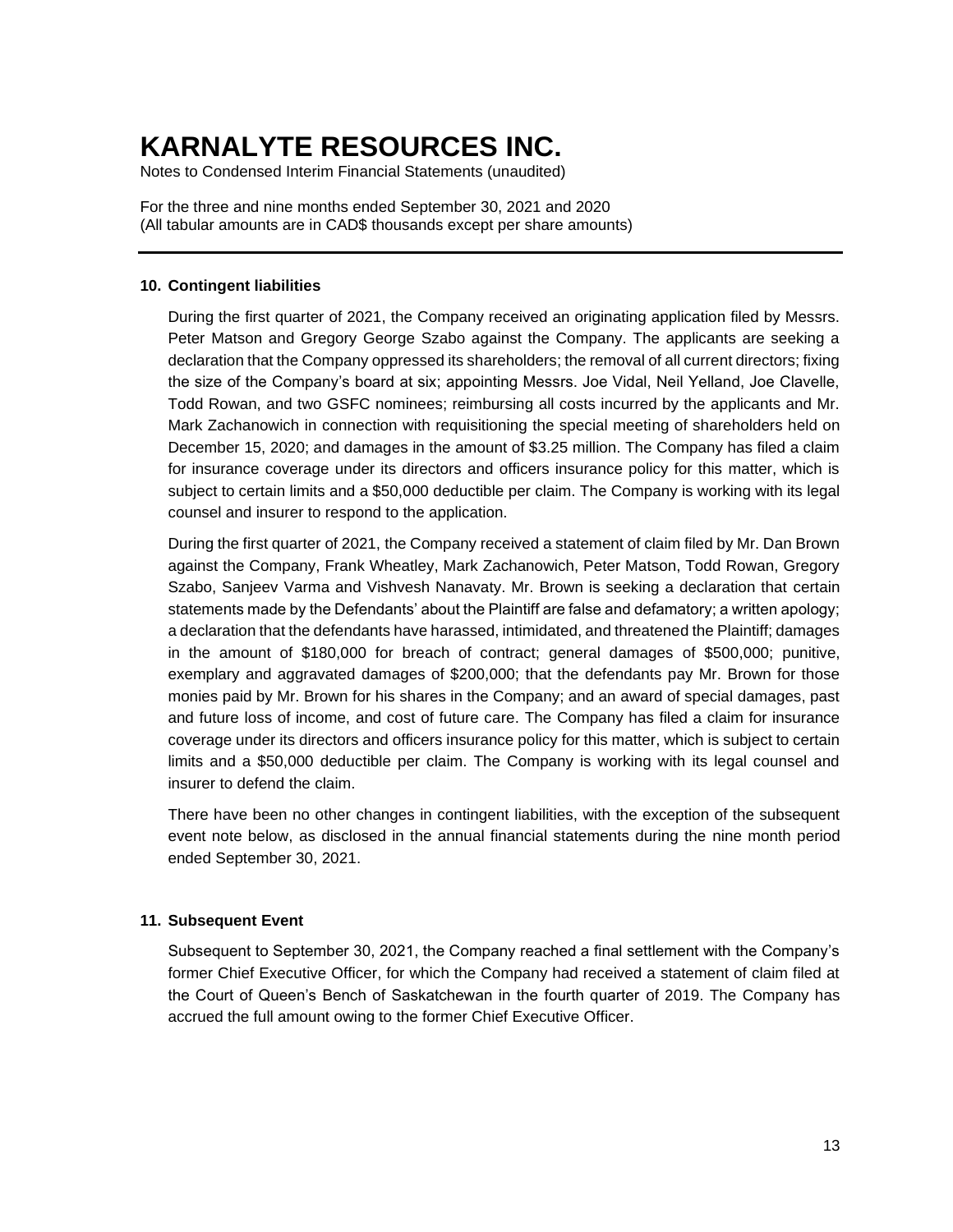# KARNALYTE RESOURCES INC.

Notes to Condensed Interim Financial Statements (unaudited)

For the three and nine months ended September 30, 2021 and 2020
(All tabular amounts are in CAD$ thousands except per share amounts)

## 10. Contingent liabilities

During the first quarter of 2021, the Company received an originating application filed by Messrs. Peter Matson and Gregory George Szabo against the Company. The applicants are seeking a declaration that the Company oppressed its shareholders; the removal of all current directors; fixing the size of the Company's board at six; appointing Messrs. Joe Vidal, Neil Yelland, Joe Clavelle, Todd Rowan, and two GSFC nominees; reimbursing all costs incurred by the applicants and Mr. Mark Zachanowich in connection with requisitioning the special meeting of shareholders held on December 15, 2020; and damages in the amount of $3.25 million. The Company has filed a claim for insurance coverage under its directors and officers insurance policy for this matter, which is subject to certain limits and a $50,000 deductible per claim. The Company is working with its legal counsel and insurer to respond to the application.

During the first quarter of 2021, the Company received a statement of claim filed by Mr. Dan Brown against the Company, Frank Wheatley, Mark Zachanowich, Peter Matson, Todd Rowan, Gregory Szabo, Sanjeev Varma and Vishvesh Nanavaty. Mr. Brown is seeking a declaration that certain statements made by the Defendants' about the Plaintiff are false and defamatory; a written apology; a declaration that the defendants have harassed, intimidated, and threatened the Plaintiff; damages in the amount of $180,000 for breach of contract; general damages of $500,000; punitive, exemplary and aggravated damages of $200,000; that the defendants pay Mr. Brown for those monies paid by Mr. Brown for his shares in the Company; and an award of special damages, past and future loss of income, and cost of future care. The Company has filed a claim for insurance coverage under its directors and officers insurance policy for this matter, which is subject to certain limits and a $50,000 deductible per claim. The Company is working with its legal counsel and insurer to defend the claim.

There have been no other changes in contingent liabilities, with the exception of the subsequent event note below, as disclosed in the annual financial statements during the nine month period ended September 30, 2021.

## 11. Subsequent Event

Subsequent to September 30, 2021, the Company reached a final settlement with the Company's former Chief Executive Officer, for which the Company had received a statement of claim filed at the Court of Queen's Bench of Saskatchewan in the fourth quarter of 2019. The Company has accrued the full amount owing to the former Chief Executive Officer.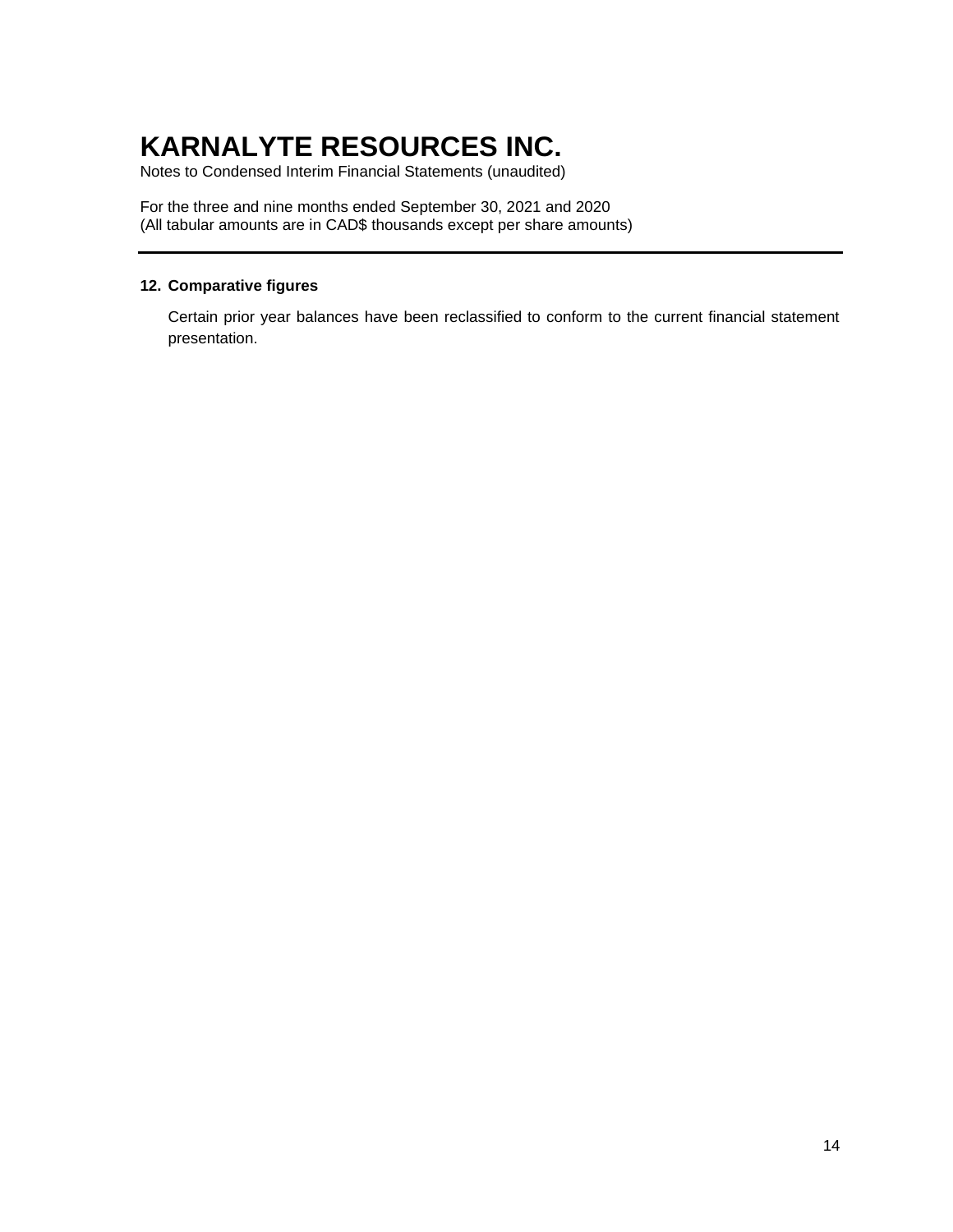# KARNALYTE RESOURCES INC.

Notes to Condensed Interim Financial Statements (unaudited)

For the three and nine months ended September 30, 2021 and 2020
(All tabular amounts are in CAD$ thousands except per share amounts)

**12. Comparative figures**

Certain prior year balances have been reclassified to conform to the current financial statement presentation.